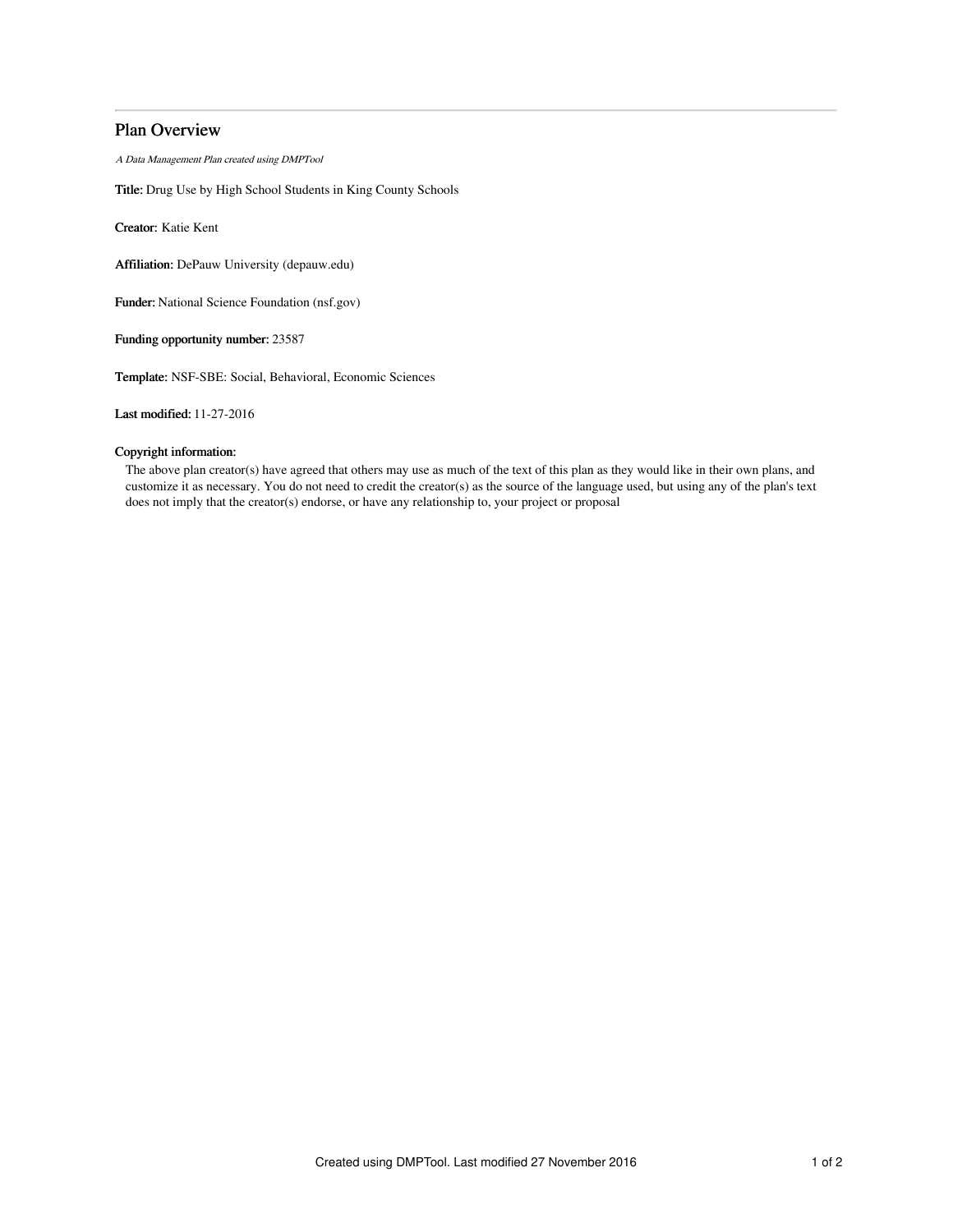# Plan Overview

*A Data Management Plan created using DMPTool*

**Title:** Drug Use by High School Students in King County Schools

**Creator:** Katie Kent

**Affiliation:** DePauw University (depauw.edu)

**Funder:** National Science Foundation (nsf.gov)

**Funding opportunity number:** 23587

**Template:** NSF-SBE: Social, Behavioral, Economic Sciences

**Last modified:** 11-27-2016

**Copyright information:**

The above plan creator(s) have agreed that others may use as much of the text of this plan as they would like in their own plans, and customize it as necessary. You do not need to credit the creator(s) as the source of the language used, but using any of the plan's text does not imply that the creator(s) endorse, or have any relationship to, your project or proposal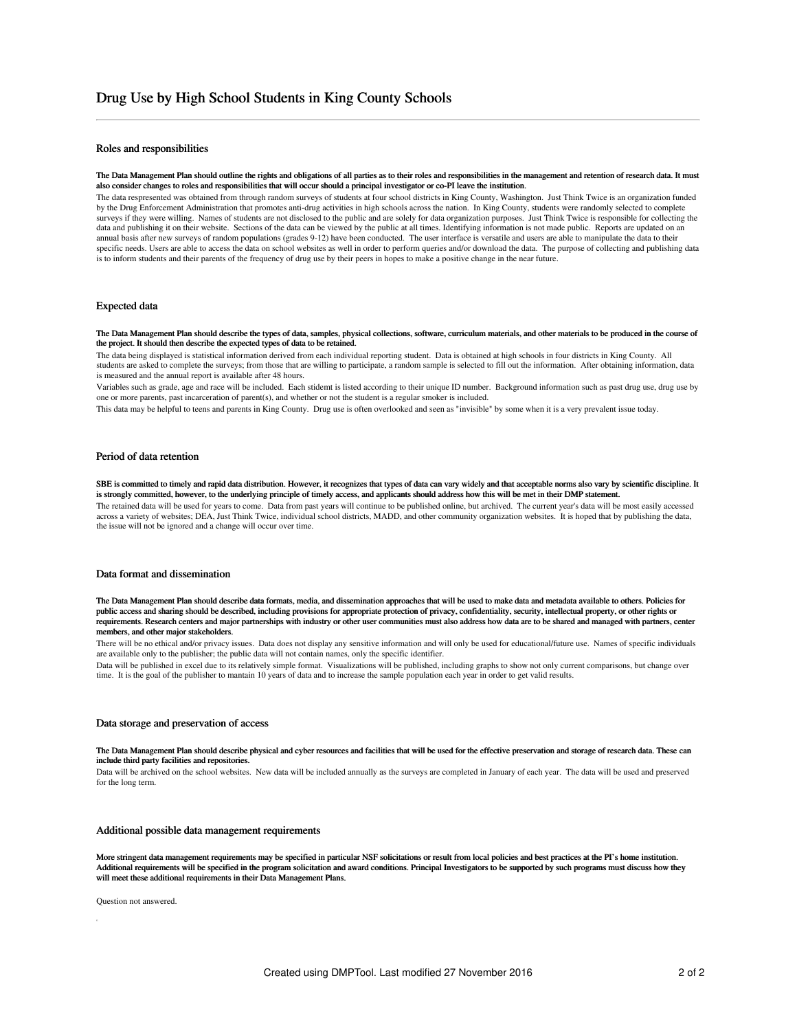# Drug Use by High School Students in King County Schools

## Roles and responsibilities

**The Data Management Plan should outline the rights and obligations of all parties as to their roles and responsibilities in the management and retention of research data. It must also consider changes to roles and responsibilities that will occur should a principal investigator or co-PI leave the institution.**

The data respresented was obtained from through random surveys of students at four school districts in King County, Washington. Just Think Twice is an organization funded by the Drug Enforcement Administration that promotes anti-drug activities in high schools across the nation. In King County, students were randomly selected to complete surveys if they were willing. Names of students are not disclosed to the public and are solely for data organization purposes. Just Think Twice is responsible for collecting the data and publishing it on their website. Sections of the data can be viewed by the public at all times. Identifying information is not made public. Reports are updated on an annual basis after new surveys of random populations (grades 9-12) have been conducted. The user interface is versatile and users are able to manipulate the data to their specific needs. Users are able to access the data on school websites as well in order to perform queries and/or download the data. The purpose of collecting and publishing data is to inform students and their parents of the frequency of drug use by their peers in hopes to make a positive change in the near future.

## Expected data

**The Data Management Plan should describe the types of data, samples, physical collections, software, curriculum materials, and other materials to be produced in the course of the project. It should then describe the expected types of data to be retained.**

The data being displayed is statistical information derived from each individual reporting student. Data is obtained at high schools in four districts in King County. All students are asked to complete the surveys; from those that are willing to participate, a random sample is selected to fill out the information. After obtaining information, data is measured and the annual report is available after 48 hours.

Variables such as grade, age and race will be included. Each stidemt is listed according to their unique ID number. Background information such as past drug use, drug use by one or more parents, past incarceration of parent(s), and whether or not the student is a regular smoker is included.

This data may be helpful to teens and parents in King County. Drug use is often overlooked and seen as "invisible" by some when it is a very prevalent issue today.

## Period of data retention

**SBE is committed to timely and rapid data distribution. However, it recognizes that types of data can vary widely and that acceptable norms also vary by scientific discipline. It is strongly committed, however, to the underlying principle of timely access, and applicants should address how this will be met in their DMP statement.**

The retained data will be used for years to come. Data from past years will continue to be published online, but archived. The current year's data will be most easily accessed across a variety of websites; DEA, Just Think Twice, individual school districts, MADD, and other community organization websites. It is hoped that by publishing the data, the issue will not be ignored and a change will occur over time.

## Data format and dissemination

**The Data Management Plan should describe data formats, media, and dissemination approaches that will be used to make data and metadata available to others. Policies for public access and sharing should be described, including provisions for appropriate protection of privacy, confidentiality, security, intellectual property, or other rights or requirements. Research centers and major partnerships with industry or other user communities must also address how data are to be shared and managed with partners, center members, and other major stakeholders.**

There will be no ethical and/or privacy issues. Data does not display any sensitive information and will only be used for educational/future use. Names of specific individuals are available only to the publisher; the public data will not contain names, only the specific identifier.

Data will be published in excel due to its relatively simple format. Visualizations will be published, including graphs to show not only current comparisons, but change over time. It is the goal of the publisher to mantain 10 years of data and to increase the sample population each year in order to get valid results.

## Data storage and preservation of access

**The Data Management Plan should describe physical and cyber resources and facilities that will be used for the effective preservation and storage of research data. These can include third party facilities and repositories.**

Data will be archived on the school websites. New data will be included annually as the surveys are completed in January of each year. The data will be used and preserved for the long term.

## Additional possible data management requirements

**More stringent data management requirements may be specified in particular NSF solicitations or result from local policies and best practices at the PI's home institution. Additional requirements will be specified in the program solicitation and award conditions. Principal Investigators to be supported by such programs must discuss how they will meet these additional requirements in their Data Management Plans.**

Question not answered.

.